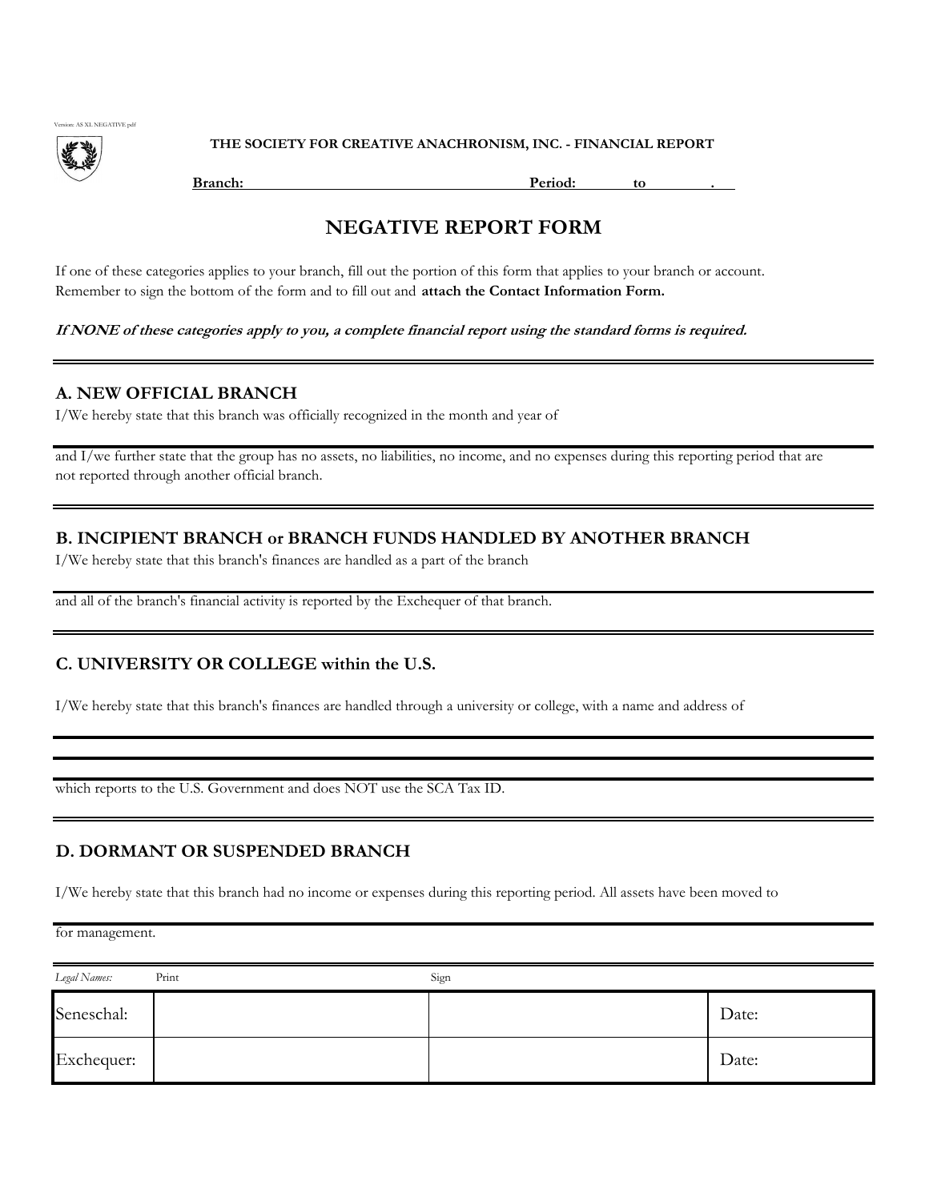Version: AS XL NEGATIVE pdf

**THE SOCIETY FOR CREATIVE ANACHRONISM, INC. - FINANCIAL REPORT**

**Branch:** \_\_\_\_\_\_\_\_\_\_\_\_\_\_\_\_\_\_\_\_ **Period:** \_\_\_\_\_\_ **to** \_\_\_\_\_\_ **.**

# NEGATIVE REPORT FORM

If one of these categories applies to your branch, fill out the portion of this form that applies to your branch or account. Remember to sign the bottom of the form and to fill out and **attach the Contact Information Form.**

***If NONE of these categories apply to you, a complete financial report using the standard forms is required.***

---

## A. NEW OFFICIAL BRANCH

I/We hereby state that this branch was officially recognized in the month and year of

\_\_\_\_\_\_\_\_\_\_\_\_\_\_\_\_\_\_\_\_\_\_\_\_\_\_\_\_\_\_\_\_\_\_\_\_\_\_\_\_

and I/we further state that the group has no assets, no liabilities, no income, and no expenses during this reporting period that are not reported through another official branch.

---

## B. INCIPIENT BRANCH or BRANCH FUNDS HANDLED BY ANOTHER BRANCH

I/We hereby state that this branch's finances are handled as a part of the branch

\_\_\_\_\_\_\_\_\_\_\_\_\_\_\_\_\_\_\_\_\_\_\_\_\_\_\_\_\_\_\_\_\_\_\_\_\_\_\_\_

and all of the branch's financial activity is reported by the Exchequer of that branch.

---

## C. UNIVERSITY OR COLLEGE within the U.S.

I/We hereby state that this branch's finances are handled through a university or college, with a name and address of

\_\_\_\_\_\_\_\_\_\_\_\_\_\_\_\_\_\_\_\_\_\_\_\_\_\_\_\_\_\_\_\_\_\_\_\_\_\_\_\_

\_\_\_\_\_\_\_\_\_\_\_\_\_\_\_\_\_\_\_\_\_\_\_\_\_\_\_\_\_\_\_\_\_\_\_\_\_\_\_\_

\_\_\_\_\_\_\_\_\_\_\_\_\_\_\_\_\_\_\_\_\_\_\_\_\_\_\_\_\_\_\_\_\_\_\_\_\_\_\_\_

which reports to the U.S. Government and does NOT use the SCA Tax ID.

---

## D. DORMANT OR SUSPENDED BRANCH

I/We hereby state that this branch had no income or expenses during this reporting period. All assets have been moved to

\_\_\_\_\_\_\_\_\_\_\_\_\_\_\_\_\_\_\_\_\_\_\_\_\_\_\_\_\_\_\_\_\_\_\_\_\_\_\_\_

for management.

---

| *Legal Names:* | Print | Sign | |
|---|---|---|---|
| Seneschal: | | | Date: |
| Exchequer: | | | Date: |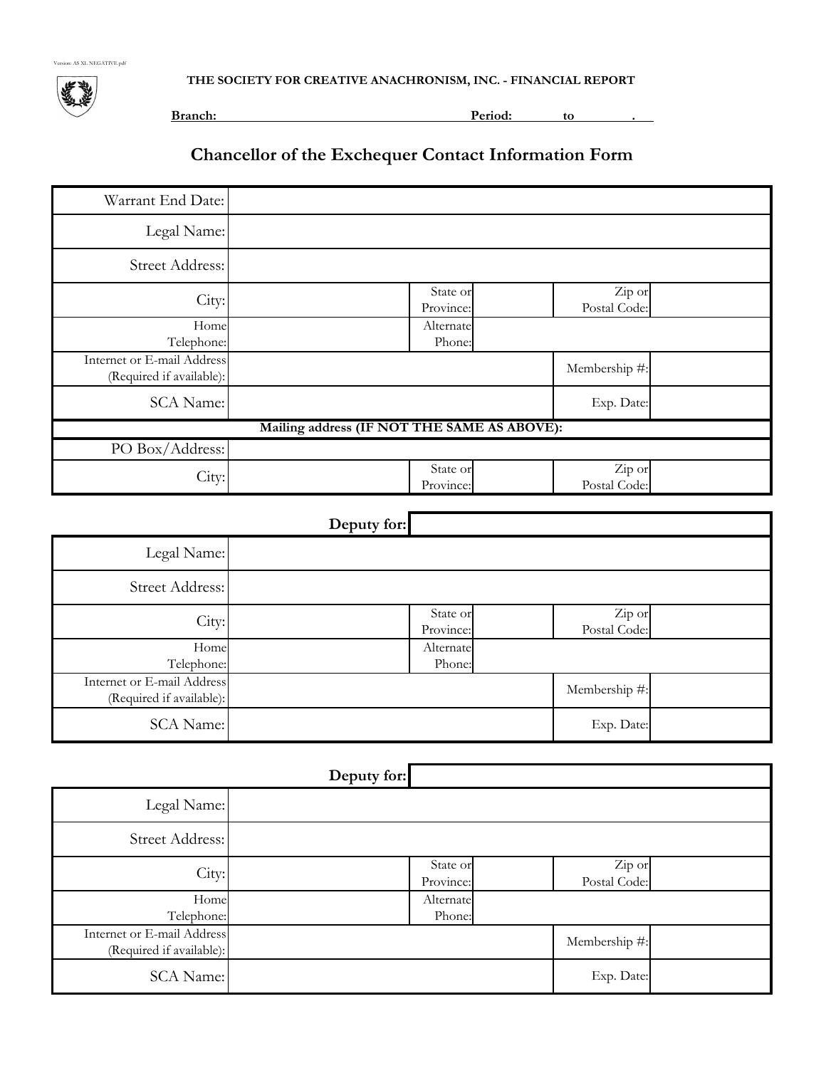Version: AS XL NEGATIVE.pdf

**THE SOCIETY FOR CREATIVE ANACHRONISM, INC. - FINANCIAL REPORT**

**Branch:** ______________________ **Period:** ______ **to** ______ **.**

## Chancellor of the Exchequer Contact Information Form

| | | | | | |
|---|---|---|---|---|---|
| Warrant End Date: | | | | | |
| Legal Name: | | | | | |
| Street Address: | | | | | |
| City: | | State or Province: | | Zip or Postal Code: | |
| Home Telephone: | | Alternate Phone: | | | |
| Internet or E-mail Address (Required if available): | | | | Membership #: | |
| SCA Name: | | | | Exp. Date: | |
| **Mailing address (IF NOT THE SAME AS ABOVE):** | | | | | |
| PO Box/Address: | | | | | |
| City: | | State or Province: | | Zip or Postal Code: | |

| | | | | | |
|---|---|---|---|---|---|
| | **Deputy for:** | | | | |
| Legal Name: | | | | | |
| Street Address: | | | | | |
| City: | | State or Province: | | Zip or Postal Code: | |
| Home Telephone: | | Alternate Phone: | | | |
| Internet or E-mail Address (Required if available): | | | | Membership #: | |
| SCA Name: | | | | Exp. Date: | |

| | | | | | |
|---|---|---|---|---|---|
| | **Deputy for:** | | | | |
| Legal Name: | | | | | |
| Street Address: | | | | | |
| City: | | State or Province: | | Zip or Postal Code: | |
| Home Telephone: | | Alternate Phone: | | | |
| Internet or E-mail Address (Required if available): | | | | Membership #: | |
| SCA Name: | | | | Exp. Date: | |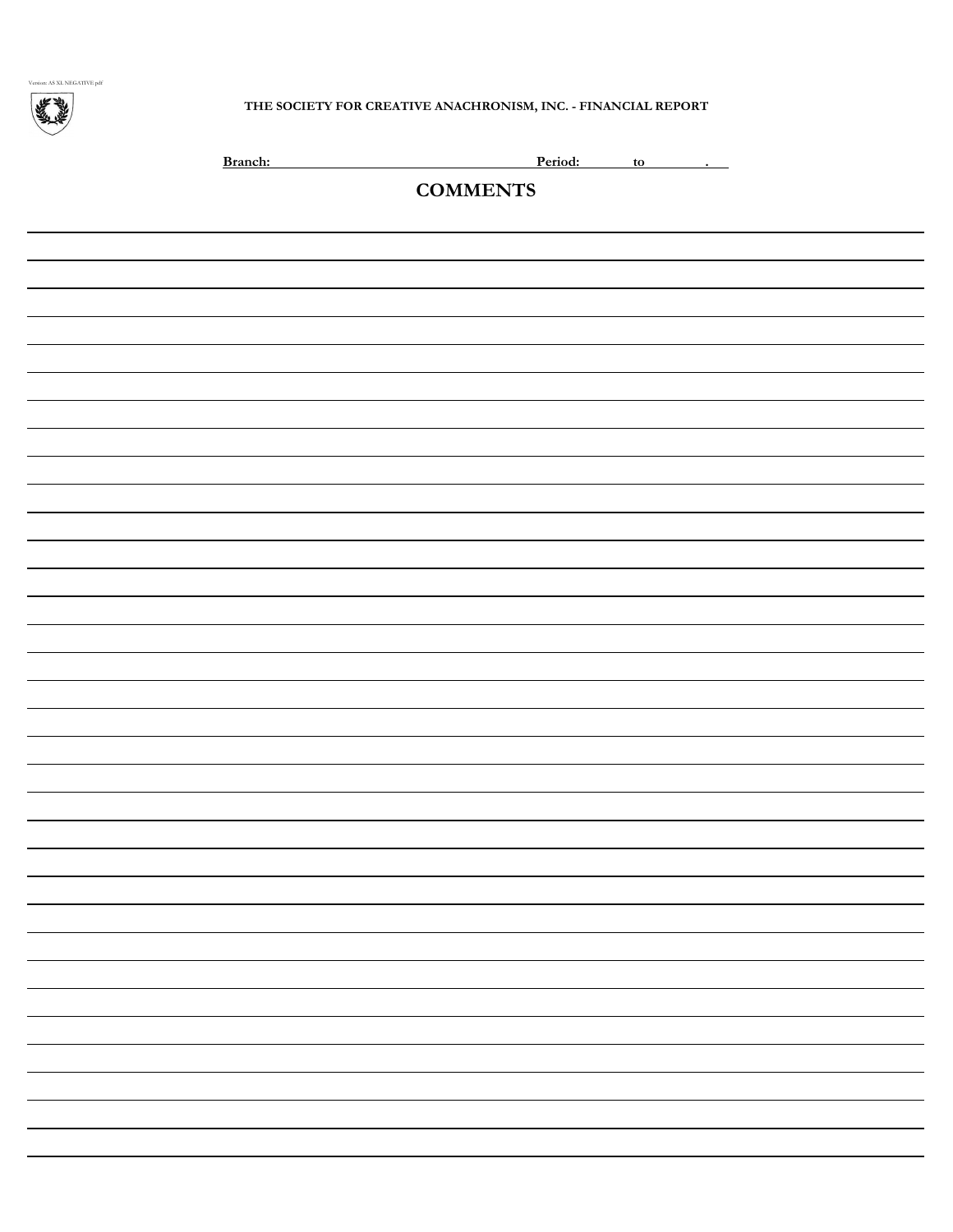Version: AS XL NEGATIVE.pdf

**THE SOCIETY FOR CREATIVE ANACHRONISM, INC. - FINANCIAL REPORT**

**Branch:** ______________________ **Period:** ______ to ______ .

## COMMENTS